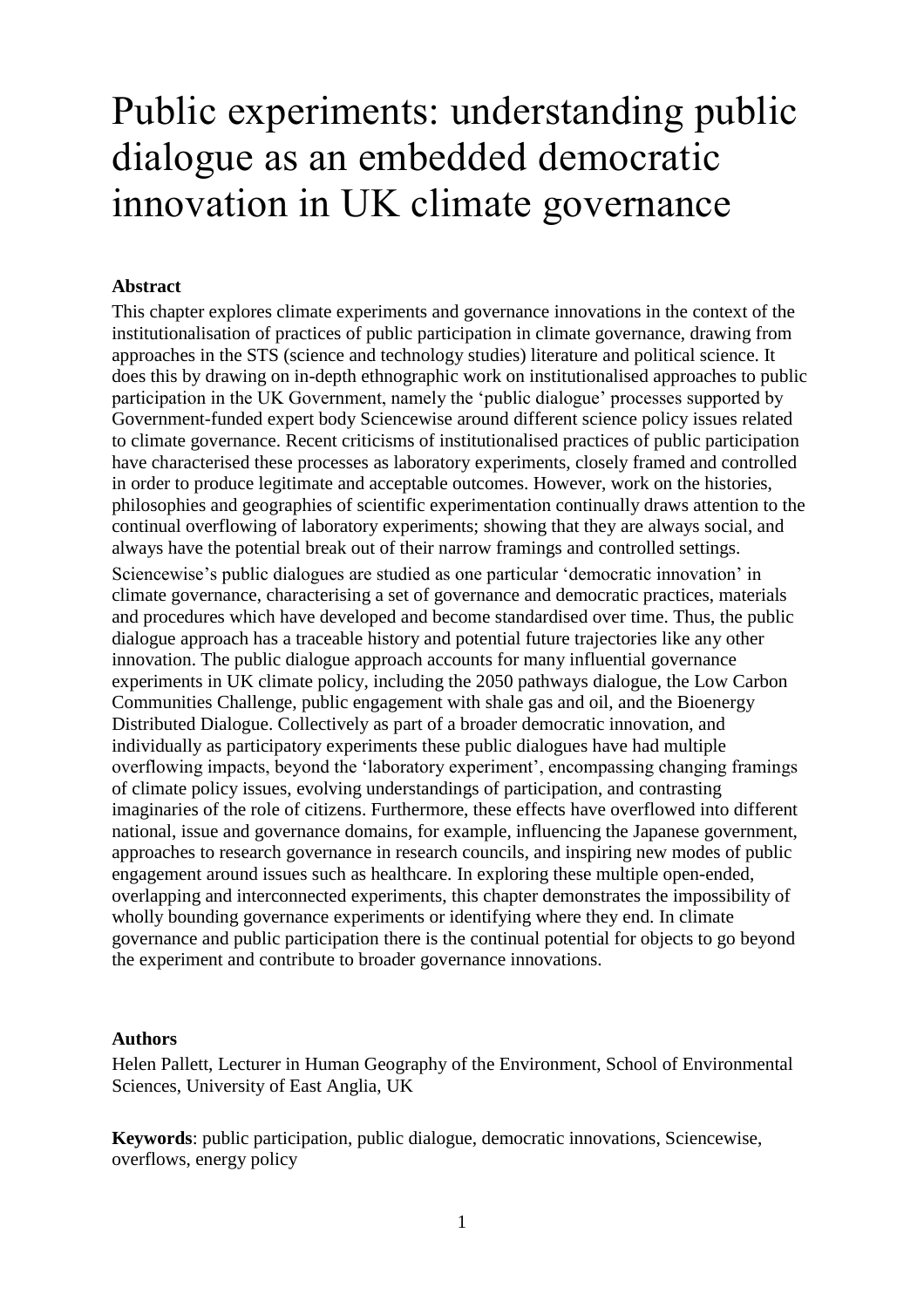# Public experiments: understanding public dialogue as an embedded democratic innovation in UK climate governance

**Abstract**

This chapter explores climate experiments and governance innovations in the context of the institutionalisation of practices of public participation in climate governance, drawing from approaches in the STS (science and technology studies) literature and political science. It does this by drawing on in-depth ethnographic work on institutionalised approaches to public participation in the UK Government, namely the 'public dialogue' processes supported by Government-funded expert body Sciencewise around different science policy issues related to climate governance. Recent criticisms of institutionalised practices of public participation have characterised these processes as laboratory experiments, closely framed and controlled in order to produce legitimate and acceptable outcomes. However, work on the histories, philosophies and geographies of scientific experimentation continually draws attention to the continual overflowing of laboratory experiments; showing that they are always social, and always have the potential break out of their narrow framings and controlled settings.

Sciencewise's public dialogues are studied as one particular 'democratic innovation' in climate governance, characterising a set of governance and democratic practices, materials and procedures which have developed and become standardised over time. Thus, the public dialogue approach has a traceable history and potential future trajectories like any other innovation. The public dialogue approach accounts for many influential governance experiments in UK climate policy, including the 2050 pathways dialogue, the Low Carbon Communities Challenge, public engagement with shale gas and oil, and the Bioenergy Distributed Dialogue. Collectively as part of a broader democratic innovation, and individually as participatory experiments these public dialogues have had multiple overflowing impacts, beyond the 'laboratory experiment', encompassing changing framings of climate policy issues, evolving understandings of participation, and contrasting imaginaries of the role of citizens. Furthermore, these effects have overflowed into different national, issue and governance domains, for example, influencing the Japanese government, approaches to research governance in research councils, and inspiring new modes of public engagement around issues such as healthcare. In exploring these multiple open-ended, overlapping and interconnected experiments, this chapter demonstrates the impossibility of wholly bounding governance experiments or identifying where they end. In climate governance and public participation there is the continual potential for objects to go beyond the experiment and contribute to broader governance innovations.

**Authors**

Helen Pallett, Lecturer in Human Geography of the Environment, School of Environmental Sciences, University of East Anglia, UK

**Keywords**: public participation, public dialogue, democratic innovations, Sciencewise, overflows, energy policy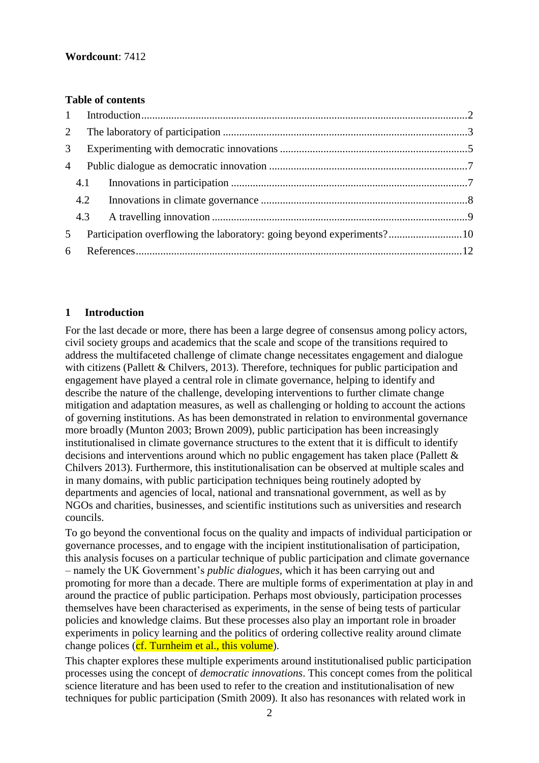**Wordcount**: 7412

**Table of contents**

1 Introduction ..... 2
2 The laboratory of participation ..... 3
3 Experimenting with democratic innovations ..... 5
4 Public dialogue as democratic innovation ..... 7
  4.1 Innovations in participation ..... 7
  4.2 Innovations in climate governance ..... 8
  4.3 A travelling innovation ..... 9
5 Participation overflowing the laboratory: going beyond experiments? ..... 10
6 References ..... 12

# 1 Introduction

For the last decade or more, there has been a large degree of consensus among policy actors, civil society groups and academics that the scale and scope of the transitions required to address the multifaceted challenge of climate change necessitates engagement and dialogue with citizens (Pallett & Chilvers, 2013). Therefore, techniques for public participation and engagement have played a central role in climate governance, helping to identify and describe the nature of the challenge, developing interventions to further climate change mitigation and adaptation measures, as well as challenging or holding to account the actions of governing institutions. As has been demonstrated in relation to environmental governance more broadly (Munton 2003; Brown 2009), public participation has been increasingly institutionalised in climate governance structures to the extent that it is difficult to identify decisions and interventions around which no public engagement has taken place (Pallett & Chilvers 2013). Furthermore, this institutionalisation can be observed at multiple scales and in many domains, with public participation techniques being routinely adopted by departments and agencies of local, national and transnational government, as well as by NGOs and charities, businesses, and scientific institutions such as universities and research councils.

To go beyond the conventional focus on the quality and impacts of individual participation or governance processes, and to engage with the incipient institutionalisation of participation, this analysis focuses on a particular technique of public participation and climate governance – namely the UK Government's *public dialogues*, which it has been carrying out and promoting for more than a decade. There are multiple forms of experimentation at play in and around the practice of public participation. Perhaps most obviously, participation processes themselves have been characterised as experiments, in the sense of being tests of particular policies and knowledge claims. But these processes also play an important role in broader experiments in policy learning and the politics of ordering collective reality around climate change polices (cf. Turnheim et al., this volume).

This chapter explores these multiple experiments around institutionalised public participation processes using the concept of *democratic innovations*. This concept comes from the political science literature and has been used to refer to the creation and institutionalisation of new techniques for public participation (Smith 2009). It also has resonances with related work in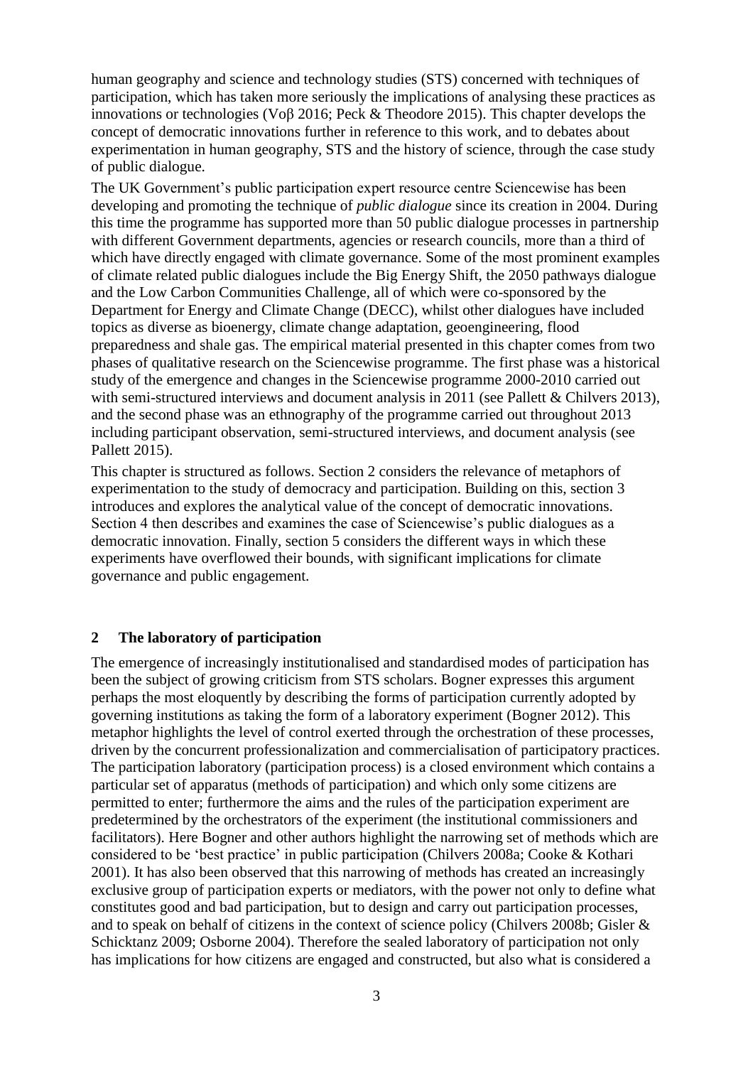human geography and science and technology studies (STS) concerned with techniques of participation, which has taken more seriously the implications of analysing these practices as innovations or technologies (Voβ 2016; Peck & Theodore 2015). This chapter develops the concept of democratic innovations further in reference to this work, and to debates about experimentation in human geography, STS and the history of science, through the case study of public dialogue.

The UK Government's public participation expert resource centre Sciencewise has been developing and promoting the technique of *public dialogue* since its creation in 2004. During this time the programme has supported more than 50 public dialogue processes in partnership with different Government departments, agencies or research councils, more than a third of which have directly engaged with climate governance. Some of the most prominent examples of climate related public dialogues include the Big Energy Shift, the 2050 pathways dialogue and the Low Carbon Communities Challenge, all of which were co-sponsored by the Department for Energy and Climate Change (DECC), whilst other dialogues have included topics as diverse as bioenergy, climate change adaptation, geoengineering, flood preparedness and shale gas. The empirical material presented in this chapter comes from two phases of qualitative research on the Sciencewise programme. The first phase was a historical study of the emergence and changes in the Sciencewise programme 2000-2010 carried out with semi-structured interviews and document analysis in 2011 (see Pallett & Chilvers 2013), and the second phase was an ethnography of the programme carried out throughout 2013 including participant observation, semi-structured interviews, and document analysis (see Pallett 2015).

This chapter is structured as follows. Section 2 considers the relevance of metaphors of experimentation to the study of democracy and participation. Building on this, section 3 introduces and explores the analytical value of the concept of democratic innovations. Section 4 then describes and examines the case of Sciencewise's public dialogues as a democratic innovation. Finally, section 5 considers the different ways in which these experiments have overflowed their bounds, with significant implications for climate governance and public engagement.

## 2 The laboratory of participation

The emergence of increasingly institutionalised and standardised modes of participation has been the subject of growing criticism from STS scholars. Bogner expresses this argument perhaps the most eloquently by describing the forms of participation currently adopted by governing institutions as taking the form of a laboratory experiment (Bogner 2012). This metaphor highlights the level of control exerted through the orchestration of these processes, driven by the concurrent professionalization and commercialisation of participatory practices. The participation laboratory (participation process) is a closed environment which contains a particular set of apparatus (methods of participation) and which only some citizens are permitted to enter; furthermore the aims and the rules of the participation experiment are predetermined by the orchestrators of the experiment (the institutional commissioners and facilitators). Here Bogner and other authors highlight the narrowing set of methods which are considered to be 'best practice' in public participation (Chilvers 2008a; Cooke & Kothari 2001). It has also been observed that this narrowing of methods has created an increasingly exclusive group of participation experts or mediators, with the power not only to define what constitutes good and bad participation, but to design and carry out participation processes, and to speak on behalf of citizens in the context of science policy (Chilvers 2008b; Gisler & Schicktanz 2009; Osborne 2004). Therefore the sealed laboratory of participation not only has implications for how citizens are engaged and constructed, but also what is considered a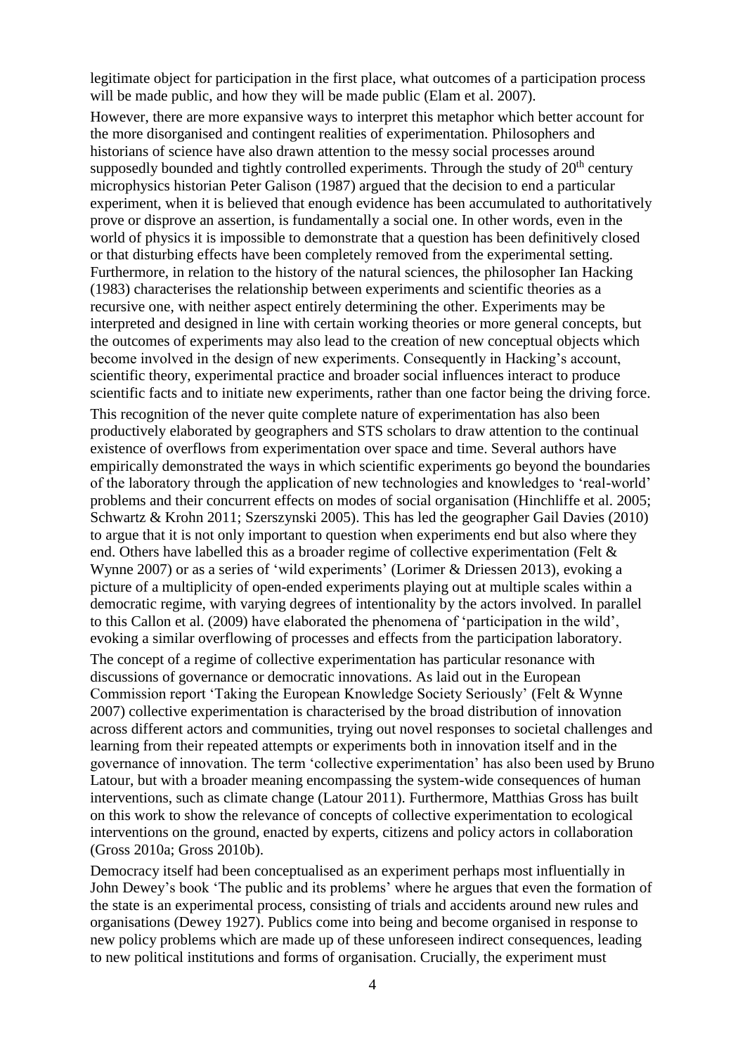legitimate object for participation in the first place, what outcomes of a participation process will be made public, and how they will be made public (Elam et al. 2007).

However, there are more expansive ways to interpret this metaphor which better account for the more disorganised and contingent realities of experimentation. Philosophers and historians of science have also drawn attention to the messy social processes around supposedly bounded and tightly controlled experiments. Through the study of 20th century microphysics historian Peter Galison (1987) argued that the decision to end a particular experiment, when it is believed that enough evidence has been accumulated to authoritatively prove or disprove an assertion, is fundamentally a social one. In other words, even in the world of physics it is impossible to demonstrate that a question has been definitively closed or that disturbing effects have been completely removed from the experimental setting. Furthermore, in relation to the history of the natural sciences, the philosopher Ian Hacking (1983) characterises the relationship between experiments and scientific theories as a recursive one, with neither aspect entirely determining the other. Experiments may be interpreted and designed in line with certain working theories or more general concepts, but the outcomes of experiments may also lead to the creation of new conceptual objects which become involved in the design of new experiments. Consequently in Hacking's account, scientific theory, experimental practice and broader social influences interact to produce scientific facts and to initiate new experiments, rather than one factor being the driving force.

This recognition of the never quite complete nature of experimentation has also been productively elaborated by geographers and STS scholars to draw attention to the continual existence of overflows from experimentation over space and time. Several authors have empirically demonstrated the ways in which scientific experiments go beyond the boundaries of the laboratory through the application of new technologies and knowledges to 'real-world' problems and their concurrent effects on modes of social organisation (Hinchliffe et al. 2005; Schwartz & Krohn 2011; Szerszynski 2005). This has led the geographer Gail Davies (2010) to argue that it is not only important to question when experiments end but also where they end. Others have labelled this as a broader regime of collective experimentation (Felt & Wynne 2007) or as a series of 'wild experiments' (Lorimer & Driessen 2013), evoking a picture of a multiplicity of open-ended experiments playing out at multiple scales within a democratic regime, with varying degrees of intentionality by the actors involved. In parallel to this Callon et al. (2009) have elaborated the phenomena of 'participation in the wild', evoking a similar overflowing of processes and effects from the participation laboratory.

The concept of a regime of collective experimentation has particular resonance with discussions of governance or democratic innovations. As laid out in the European Commission report 'Taking the European Knowledge Society Seriously' (Felt & Wynne 2007) collective experimentation is characterised by the broad distribution of innovation across different actors and communities, trying out novel responses to societal challenges and learning from their repeated attempts or experiments both in innovation itself and in the governance of innovation. The term 'collective experimentation' has also been used by Bruno Latour, but with a broader meaning encompassing the system-wide consequences of human interventions, such as climate change (Latour 2011). Furthermore, Matthias Gross has built on this work to show the relevance of concepts of collective experimentation to ecological interventions on the ground, enacted by experts, citizens and policy actors in collaboration (Gross 2010a; Gross 2010b).

Democracy itself had been conceptualised as an experiment perhaps most influentially in John Dewey's book 'The public and its problems' where he argues that even the formation of the state is an experimental process, consisting of trials and accidents around new rules and organisations (Dewey 1927). Publics come into being and become organised in response to new policy problems which are made up of these unforeseen indirect consequences, leading to new political institutions and forms of organisation. Crucially, the experiment must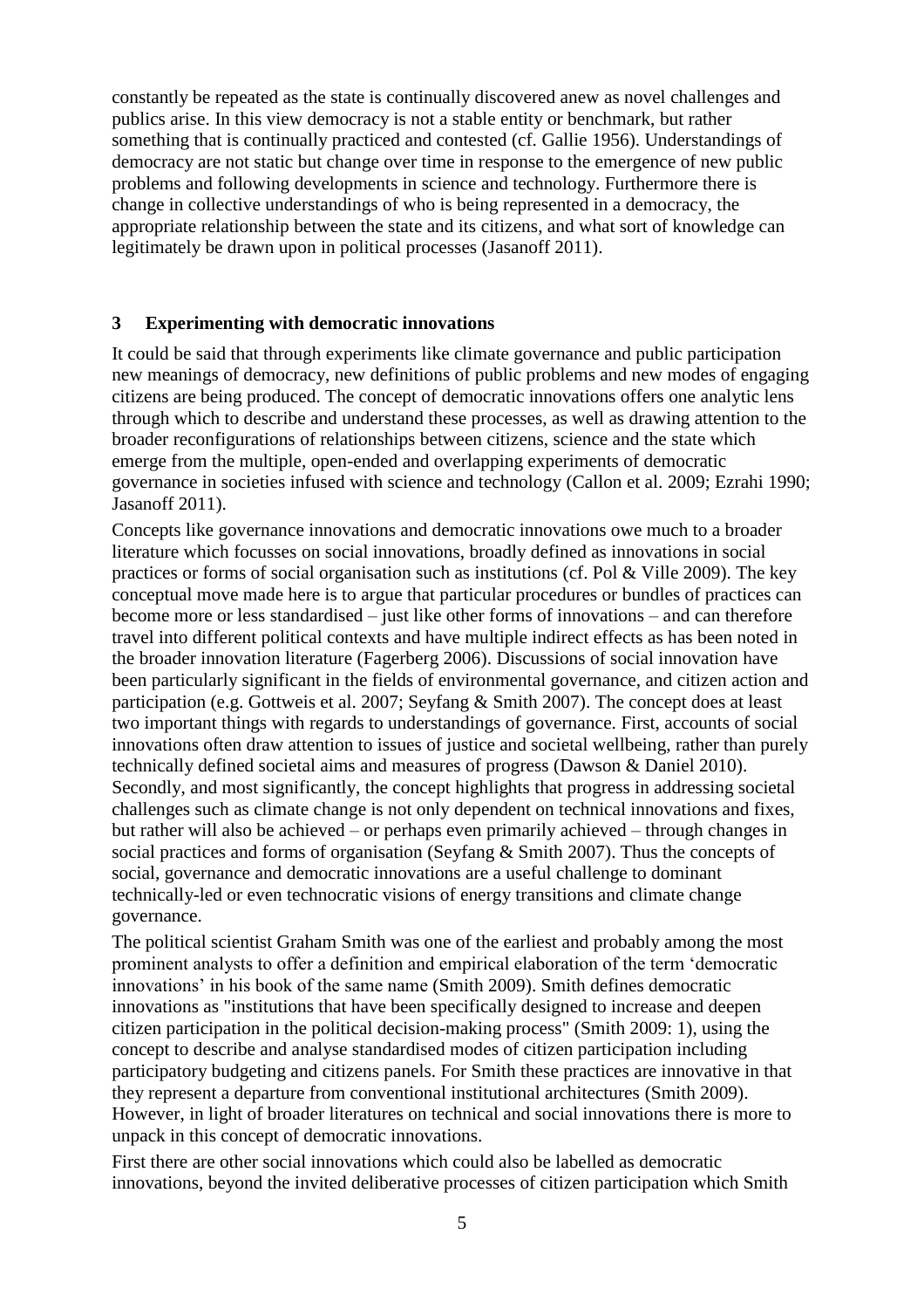constantly be repeated as the state is continually discovered anew as novel challenges and publics arise. In this view democracy is not a stable entity or benchmark, but rather something that is continually practiced and contested (cf. Gallie 1956). Understandings of democracy are not static but change over time in response to the emergence of new public problems and following developments in science and technology. Furthermore there is change in collective understandings of who is being represented in a democracy, the appropriate relationship between the state and its citizens, and what sort of knowledge can legitimately be drawn upon in political processes (Jasanoff 2011).

## 3 Experimenting with democratic innovations

It could be said that through experiments like climate governance and public participation new meanings of democracy, new definitions of public problems and new modes of engaging citizens are being produced. The concept of democratic innovations offers one analytic lens through which to describe and understand these processes, as well as drawing attention to the broader reconfigurations of relationships between citizens, science and the state which emerge from the multiple, open-ended and overlapping experiments of democratic governance in societies infused with science and technology (Callon et al. 2009; Ezrahi 1990; Jasanoff 2011).

Concepts like governance innovations and democratic innovations owe much to a broader literature which focusses on social innovations, broadly defined as innovations in social practices or forms of social organisation such as institutions (cf. Pol & Ville 2009). The key conceptual move made here is to argue that particular procedures or bundles of practices can become more or less standardised – just like other forms of innovations – and can therefore travel into different political contexts and have multiple indirect effects as has been noted in the broader innovation literature (Fagerberg 2006). Discussions of social innovation have been particularly significant in the fields of environmental governance, and citizen action and participation (e.g. Gottweis et al. 2007; Seyfang & Smith 2007). The concept does at least two important things with regards to understandings of governance. First, accounts of social innovations often draw attention to issues of justice and societal wellbeing, rather than purely technically defined societal aims and measures of progress (Dawson & Daniel 2010). Secondly, and most significantly, the concept highlights that progress in addressing societal challenges such as climate change is not only dependent on technical innovations and fixes, but rather will also be achieved – or perhaps even primarily achieved – through changes in social practices and forms of organisation (Seyfang & Smith 2007). Thus the concepts of social, governance and democratic innovations are a useful challenge to dominant technically-led or even technocratic visions of energy transitions and climate change governance.

The political scientist Graham Smith was one of the earliest and probably among the most prominent analysts to offer a definition and empirical elaboration of the term 'democratic innovations' in his book of the same name (Smith 2009). Smith defines democratic innovations as "institutions that have been specifically designed to increase and deepen citizen participation in the political decision-making process" (Smith 2009: 1), using the concept to describe and analyse standardised modes of citizen participation including participatory budgeting and citizens panels. For Smith these practices are innovative in that they represent a departure from conventional institutional architectures (Smith 2009). However, in light of broader literatures on technical and social innovations there is more to unpack in this concept of democratic innovations.

First there are other social innovations which could also be labelled as democratic innovations, beyond the invited deliberative processes of citizen participation which Smith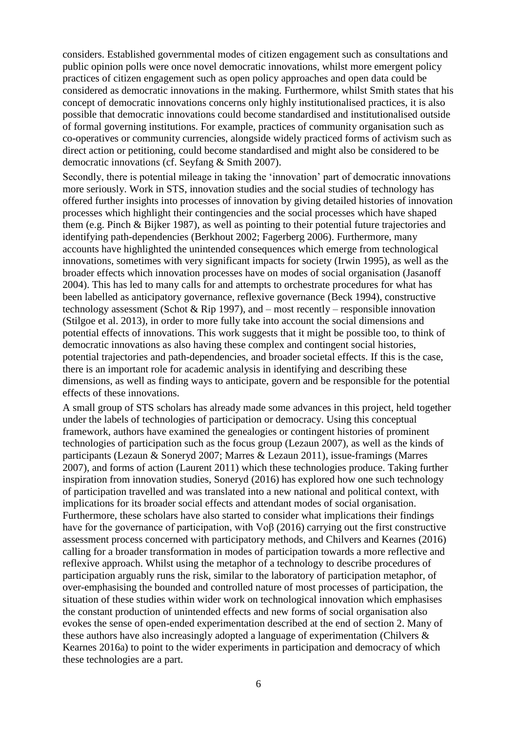considers. Established governmental modes of citizen engagement such as consultations and public opinion polls were once novel democratic innovations, whilst more emergent policy practices of citizen engagement such as open policy approaches and open data could be considered as democratic innovations in the making. Furthermore, whilst Smith states that his concept of democratic innovations concerns only highly institutionalised practices, it is also possible that democratic innovations could become standardised and institutionalised outside of formal governing institutions. For example, practices of community organisation such as co-operatives or community currencies, alongside widely practiced forms of activism such as direct action or petitioning, could become standardised and might also be considered to be democratic innovations (cf. Seyfang & Smith 2007).

Secondly, there is potential mileage in taking the 'innovation' part of democratic innovations more seriously. Work in STS, innovation studies and the social studies of technology has offered further insights into processes of innovation by giving detailed histories of innovation processes which highlight their contingencies and the social processes which have shaped them (e.g. Pinch & Bijker 1987), as well as pointing to their potential future trajectories and identifying path-dependencies (Berkhout 2002; Fagerberg 2006). Furthermore, many accounts have highlighted the unintended consequences which emerge from technological innovations, sometimes with very significant impacts for society (Irwin 1995), as well as the broader effects which innovation processes have on modes of social organisation (Jasanoff 2004). This has led to many calls for and attempts to orchestrate procedures for what has been labelled as anticipatory governance, reflexive governance (Beck 1994), constructive technology assessment (Schot & Rip 1997), and – most recently – responsible innovation (Stilgoe et al. 2013), in order to more fully take into account the social dimensions and potential effects of innovations. This work suggests that it might be possible too, to think of democratic innovations as also having these complex and contingent social histories, potential trajectories and path-dependencies, and broader societal effects. If this is the case, there is an important role for academic analysis in identifying and describing these dimensions, as well as finding ways to anticipate, govern and be responsible for the potential effects of these innovations.

A small group of STS scholars has already made some advances in this project, held together under the labels of technologies of participation or democracy. Using this conceptual framework, authors have examined the genealogies or contingent histories of prominent technologies of participation such as the focus group (Lezaun 2007), as well as the kinds of participants (Lezaun & Soneryd 2007; Marres & Lezaun 2011), issue-framings (Marres 2007), and forms of action (Laurent 2011) which these technologies produce. Taking further inspiration from innovation studies, Soneryd (2016) has explored how one such technology of participation travelled and was translated into a new national and political context, with implications for its broader social effects and attendant modes of social organisation. Furthermore, these scholars have also started to consider what implications their findings have for the governance of participation, with Voβ (2016) carrying out the first constructive assessment process concerned with participatory methods, and Chilvers and Kearnes (2016) calling for a broader transformation in modes of participation towards a more reflective and reflexive approach. Whilst using the metaphor of a technology to describe procedures of participation arguably runs the risk, similar to the laboratory of participation metaphor, of over-emphasising the bounded and controlled nature of most processes of participation, the situation of these studies within wider work on technological innovation which emphasises the constant production of unintended effects and new forms of social organisation also evokes the sense of open-ended experimentation described at the end of section 2. Many of these authors have also increasingly adopted a language of experimentation (Chilvers & Kearnes 2016a) to point to the wider experiments in participation and democracy of which these technologies are a part.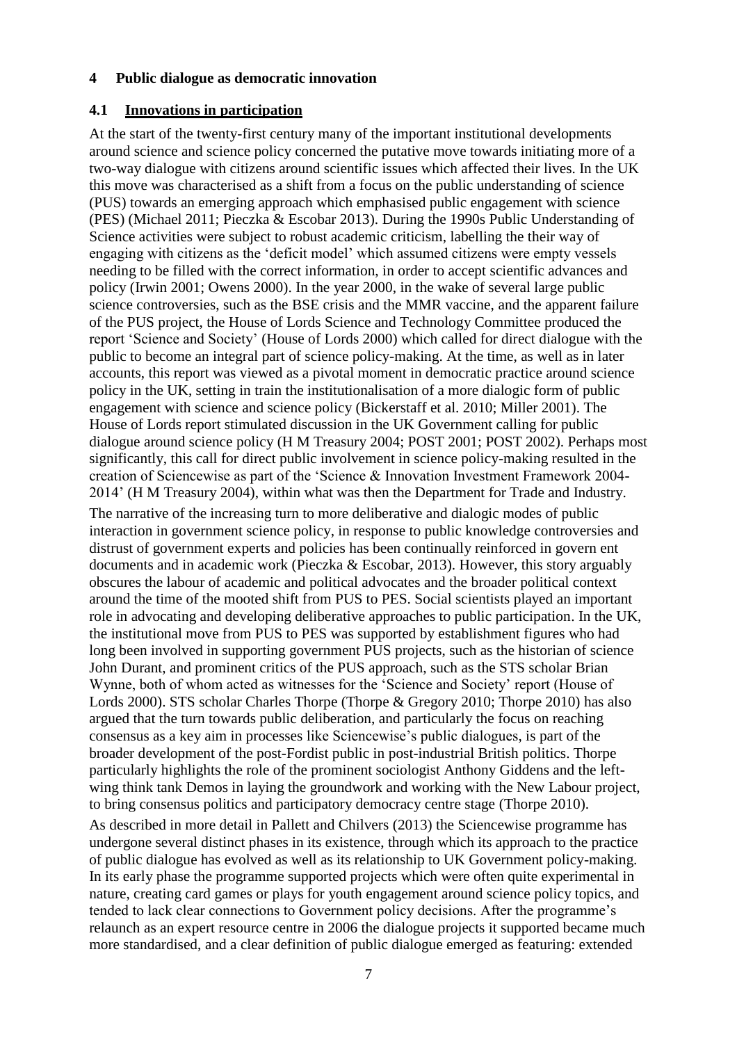## 4 Public dialogue as democratic innovation

### 4.1 Innovations in participation

At the start of the twenty-first century many of the important institutional developments around science and science policy concerned the putative move towards initiating more of a two-way dialogue with citizens around scientific issues which affected their lives. In the UK this move was characterised as a shift from a focus on the public understanding of science (PUS) towards an emerging approach which emphasised public engagement with science (PES) (Michael 2011; Pieczka & Escobar 2013). During the 1990s Public Understanding of Science activities were subject to robust academic criticism, labelling the their way of engaging with citizens as the 'deficit model' which assumed citizens were empty vessels needing to be filled with the correct information, in order to accept scientific advances and policy (Irwin 2001; Owens 2000). In the year 2000, in the wake of several large public science controversies, such as the BSE crisis and the MMR vaccine, and the apparent failure of the PUS project, the House of Lords Science and Technology Committee produced the report 'Science and Society' (House of Lords 2000) which called for direct dialogue with the public to become an integral part of science policy-making. At the time, as well as in later accounts, this report was viewed as a pivotal moment in democratic practice around science policy in the UK, setting in train the institutionalisation of a more dialogic form of public engagement with science and science policy (Bickerstaff et al. 2010; Miller 2001). The House of Lords report stimulated discussion in the UK Government calling for public dialogue around science policy (H M Treasury 2004; POST 2001; POST 2002). Perhaps most significantly, this call for direct public involvement in science policy-making resulted in the creation of Sciencewise as part of the 'Science & Innovation Investment Framework 2004-2014' (H M Treasury 2004), within what was then the Department for Trade and Industry.

The narrative of the increasing turn to more deliberative and dialogic modes of public interaction in government science policy, in response to public knowledge controversies and distrust of government experts and policies has been continually reinforced in govern ent documents and in academic work (Pieczka & Escobar, 2013). However, this story arguably obscures the labour of academic and political advocates and the broader political context around the time of the mooted shift from PUS to PES. Social scientists played an important role in advocating and developing deliberative approaches to public participation. In the UK, the institutional move from PUS to PES was supported by establishment figures who had long been involved in supporting government PUS projects, such as the historian of science John Durant, and prominent critics of the PUS approach, such as the STS scholar Brian Wynne, both of whom acted as witnesses for the 'Science and Society' report (House of Lords 2000). STS scholar Charles Thorpe (Thorpe & Gregory 2010; Thorpe 2010) has also argued that the turn towards public deliberation, and particularly the focus on reaching consensus as a key aim in processes like Sciencewise's public dialogues, is part of the broader development of the post-Fordist public in post-industrial British politics. Thorpe particularly highlights the role of the prominent sociologist Anthony Giddens and the left-wing think tank Demos in laying the groundwork and working with the New Labour project, to bring consensus politics and participatory democracy centre stage (Thorpe 2010).

As described in more detail in Pallett and Chilvers (2013) the Sciencewise programme has undergone several distinct phases in its existence, through which its approach to the practice of public dialogue has evolved as well as its relationship to UK Government policy-making. In its early phase the programme supported projects which were often quite experimental in nature, creating card games or plays for youth engagement around science policy topics, and tended to lack clear connections to Government policy decisions. After the programme's relaunch as an expert resource centre in 2006 the dialogue projects it supported became much more standardised, and a clear definition of public dialogue emerged as featuring: extended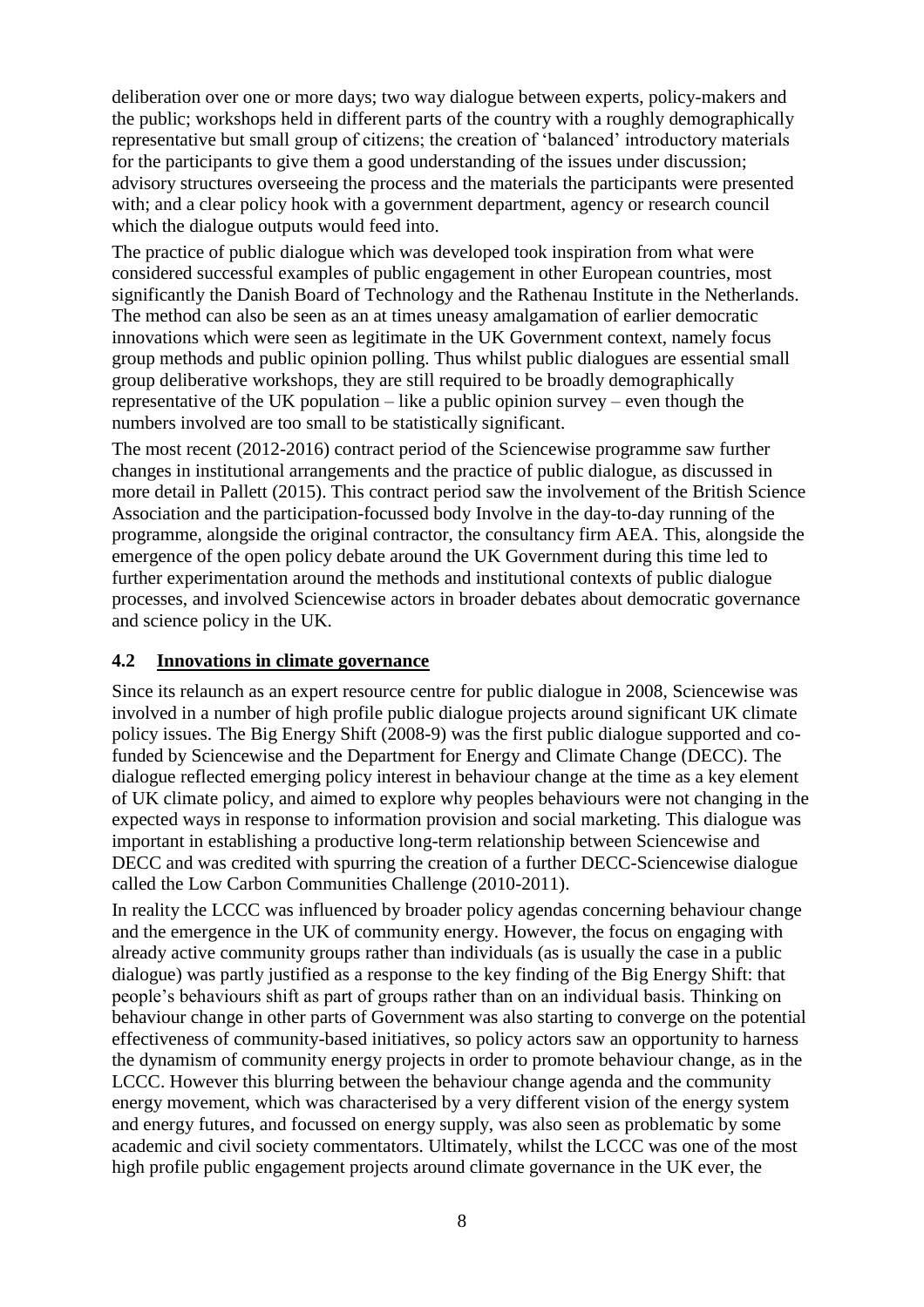deliberation over one or more days; two way dialogue between experts, policy-makers and the public; workshops held in different parts of the country with a roughly demographically representative but small group of citizens; the creation of 'balanced' introductory materials for the participants to give them a good understanding of the issues under discussion; advisory structures overseeing the process and the materials the participants were presented with; and a clear policy hook with a government department, agency or research council which the dialogue outputs would feed into.

The practice of public dialogue which was developed took inspiration from what were considered successful examples of public engagement in other European countries, most significantly the Danish Board of Technology and the Rathenau Institute in the Netherlands. The method can also be seen as an at times uneasy amalgamation of earlier democratic innovations which were seen as legitimate in the UK Government context, namely focus group methods and public opinion polling. Thus whilst public dialogues are essential small group deliberative workshops, they are still required to be broadly demographically representative of the UK population – like a public opinion survey – even though the numbers involved are too small to be statistically significant.

The most recent (2012-2016) contract period of the Sciencewise programme saw further changes in institutional arrangements and the practice of public dialogue, as discussed in more detail in Pallett (2015). This contract period saw the involvement of the British Science Association and the participation-focussed body Involve in the day-to-day running of the programme, alongside the original contractor, the consultancy firm AEA. This, alongside the emergence of the open policy debate around the UK Government during this time led to further experimentation around the methods and institutional contexts of public dialogue processes, and involved Sciencewise actors in broader debates about democratic governance and science policy in the UK.

## 4.2 Innovations in climate governance

Since its relaunch as an expert resource centre for public dialogue in 2008, Sciencewise was involved in a number of high profile public dialogue projects around significant UK climate policy issues. The Big Energy Shift (2008-9) was the first public dialogue supported and co-funded by Sciencewise and the Department for Energy and Climate Change (DECC). The dialogue reflected emerging policy interest in behaviour change at the time as a key element of UK climate policy, and aimed to explore why peoples behaviours were not changing in the expected ways in response to information provision and social marketing. This dialogue was important in establishing a productive long-term relationship between Sciencewise and DECC and was credited with spurring the creation of a further DECC-Sciencewise dialogue called the Low Carbon Communities Challenge (2010-2011).

In reality the LCCC was influenced by broader policy agendas concerning behaviour change and the emergence in the UK of community energy. However, the focus on engaging with already active community groups rather than individuals (as is usually the case in a public dialogue) was partly justified as a response to the key finding of the Big Energy Shift: that people's behaviours shift as part of groups rather than on an individual basis. Thinking on behaviour change in other parts of Government was also starting to converge on the potential effectiveness of community-based initiatives, so policy actors saw an opportunity to harness the dynamism of community energy projects in order to promote behaviour change, as in the LCCC. However this blurring between the behaviour change agenda and the community energy movement, which was characterised by a very different vision of the energy system and energy futures, and focussed on energy supply, was also seen as problematic by some academic and civil society commentators. Ultimately, whilst the LCCC was one of the most high profile public engagement projects around climate governance in the UK ever, the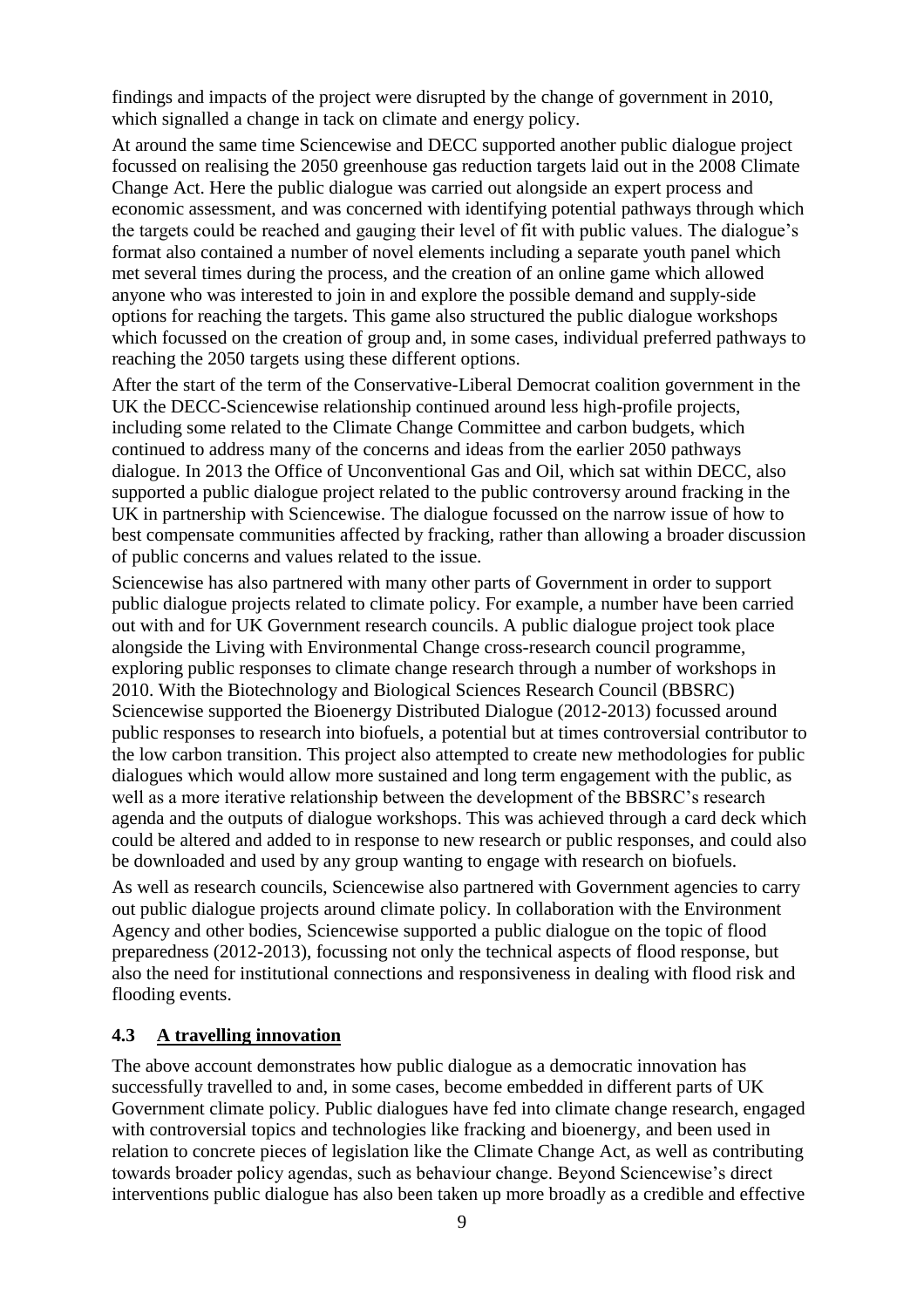findings and impacts of the project were disrupted by the change of government in 2010, which signalled a change in tack on climate and energy policy.

At around the same time Sciencewise and DECC supported another public dialogue project focussed on realising the 2050 greenhouse gas reduction targets laid out in the 2008 Climate Change Act. Here the public dialogue was carried out alongside an expert process and economic assessment, and was concerned with identifying potential pathways through which the targets could be reached and gauging their level of fit with public values. The dialogue's format also contained a number of novel elements including a separate youth panel which met several times during the process, and the creation of an online game which allowed anyone who was interested to join in and explore the possible demand and supply-side options for reaching the targets. This game also structured the public dialogue workshops which focussed on the creation of group and, in some cases, individual preferred pathways to reaching the 2050 targets using these different options.

After the start of the term of the Conservative-Liberal Democrat coalition government in the UK the DECC-Sciencewise relationship continued around less high-profile projects, including some related to the Climate Change Committee and carbon budgets, which continued to address many of the concerns and ideas from the earlier 2050 pathways dialogue. In 2013 the Office of Unconventional Gas and Oil, which sat within DECC, also supported a public dialogue project related to the public controversy around fracking in the UK in partnership with Sciencewise. The dialogue focussed on the narrow issue of how to best compensate communities affected by fracking, rather than allowing a broader discussion of public concerns and values related to the issue.

Sciencewise has also partnered with many other parts of Government in order to support public dialogue projects related to climate policy. For example, a number have been carried out with and for UK Government research councils. A public dialogue project took place alongside the Living with Environmental Change cross-research council programme, exploring public responses to climate change research through a number of workshops in 2010. With the Biotechnology and Biological Sciences Research Council (BBSRC) Sciencewise supported the Bioenergy Distributed Dialogue (2012-2013) focussed around public responses to research into biofuels, a potential but at times controversial contributor to the low carbon transition. This project also attempted to create new methodologies for public dialogues which would allow more sustained and long term engagement with the public, as well as a more iterative relationship between the development of the BBSRC's research agenda and the outputs of dialogue workshops. This was achieved through a card deck which could be altered and added to in response to new research or public responses, and could also be downloaded and used by any group wanting to engage with research on biofuels.

As well as research councils, Sciencewise also partnered with Government agencies to carry out public dialogue projects around climate policy. In collaboration with the Environment Agency and other bodies, Sciencewise supported a public dialogue on the topic of flood preparedness (2012-2013), focussing not only the technical aspects of flood response, but also the need for institutional connections and responsiveness in dealing with flood risk and flooding events.

### 4.3 A travelling innovation

The above account demonstrates how public dialogue as a democratic innovation has successfully travelled to and, in some cases, become embedded in different parts of UK Government climate policy. Public dialogues have fed into climate change research, engaged with controversial topics and technologies like fracking and bioenergy, and been used in relation to concrete pieces of legislation like the Climate Change Act, as well as contributing towards broader policy agendas, such as behaviour change. Beyond Sciencewise's direct interventions public dialogue has also been taken up more broadly as a credible and effective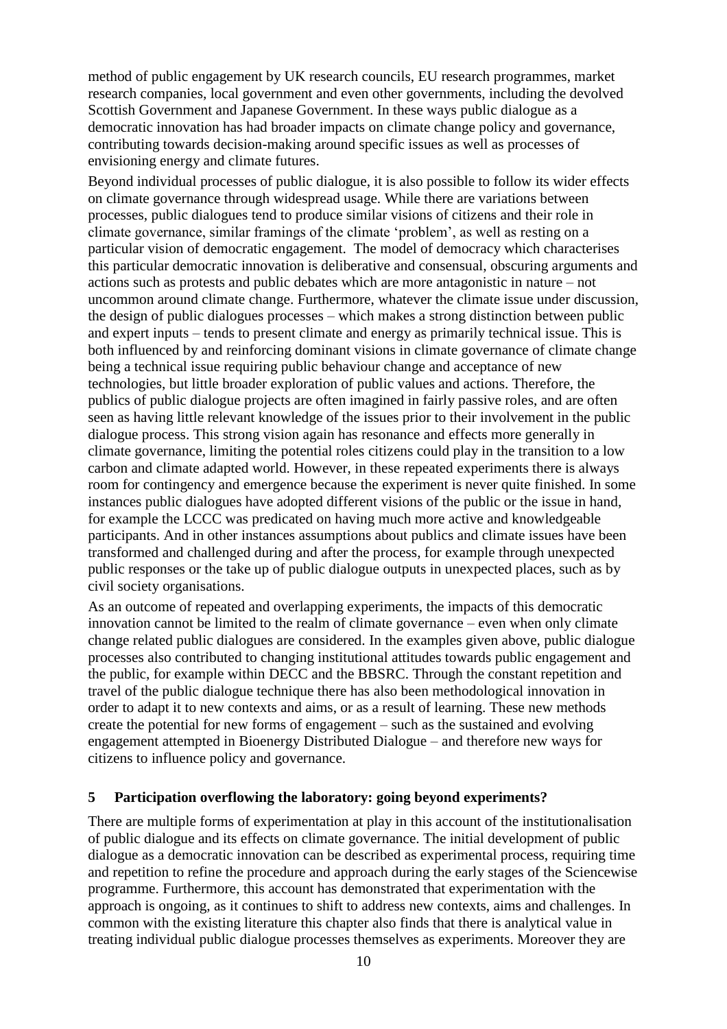method of public engagement by UK research councils, EU research programmes, market research companies, local government and even other governments, including the devolved Scottish Government and Japanese Government. In these ways public dialogue as a democratic innovation has had broader impacts on climate change policy and governance, contributing towards decision-making around specific issues as well as processes of envisioning energy and climate futures.

Beyond individual processes of public dialogue, it is also possible to follow its wider effects on climate governance through widespread usage. While there are variations between processes, public dialogues tend to produce similar visions of citizens and their role in climate governance, similar framings of the climate 'problem', as well as resting on a particular vision of democratic engagement. The model of democracy which characterises this particular democratic innovation is deliberative and consensual, obscuring arguments and actions such as protests and public debates which are more antagonistic in nature – not uncommon around climate change. Furthermore, whatever the climate issue under discussion, the design of public dialogues processes – which makes a strong distinction between public and expert inputs – tends to present climate and energy as primarily technical issue. This is both influenced by and reinforcing dominant visions in climate governance of climate change being a technical issue requiring public behaviour change and acceptance of new technologies, but little broader exploration of public values and actions. Therefore, the publics of public dialogue projects are often imagined in fairly passive roles, and are often seen as having little relevant knowledge of the issues prior to their involvement in the public dialogue process. This strong vision again has resonance and effects more generally in climate governance, limiting the potential roles citizens could play in the transition to a low carbon and climate adapted world. However, in these repeated experiments there is always room for contingency and emergence because the experiment is never quite finished. In some instances public dialogues have adopted different visions of the public or the issue in hand, for example the LCCC was predicated on having much more active and knowledgeable participants. And in other instances assumptions about publics and climate issues have been transformed and challenged during and after the process, for example through unexpected public responses or the take up of public dialogue outputs in unexpected places, such as by civil society organisations.

As an outcome of repeated and overlapping experiments, the impacts of this democratic innovation cannot be limited to the realm of climate governance – even when only climate change related public dialogues are considered. In the examples given above, public dialogue processes also contributed to changing institutional attitudes towards public engagement and the public, for example within DECC and the BBSRC. Through the constant repetition and travel of the public dialogue technique there has also been methodological innovation in order to adapt it to new contexts and aims, or as a result of learning. These new methods create the potential for new forms of engagement – such as the sustained and evolving engagement attempted in Bioenergy Distributed Dialogue – and therefore new ways for citizens to influence policy and governance.

## 5 Participation overflowing the laboratory: going beyond experiments?

There are multiple forms of experimentation at play in this account of the institutionalisation of public dialogue and its effects on climate governance. The initial development of public dialogue as a democratic innovation can be described as experimental process, requiring time and repetition to refine the procedure and approach during the early stages of the Sciencewise programme. Furthermore, this account has demonstrated that experimentation with the approach is ongoing, as it continues to shift to address new contexts, aims and challenges. In common with the existing literature this chapter also finds that there is analytical value in treating individual public dialogue processes themselves as experiments. Moreover they are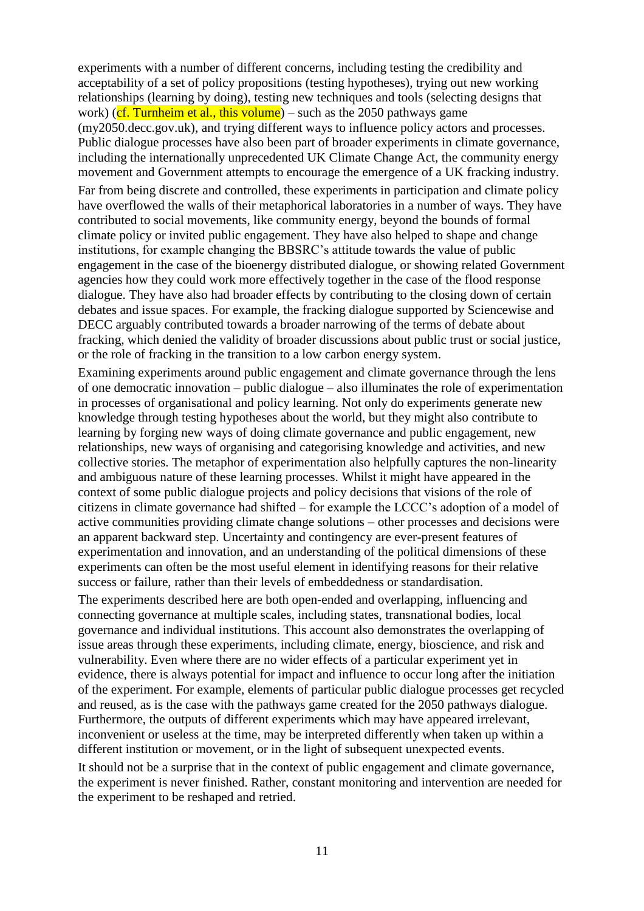experiments with a number of different concerns, including testing the credibility and acceptability of a set of policy propositions (testing hypotheses), trying out new working relationships (learning by doing), testing new techniques and tools (selecting designs that work) (cf. Turnheim et al., this volume) – such as the 2050 pathways game (my2050.decc.gov.uk), and trying different ways to influence policy actors and processes. Public dialogue processes have also been part of broader experiments in climate governance, including the internationally unprecedented UK Climate Change Act, the community energy movement and Government attempts to encourage the emergence of a UK fracking industry.

Far from being discrete and controlled, these experiments in participation and climate policy have overflowed the walls of their metaphorical laboratories in a number of ways. They have contributed to social movements, like community energy, beyond the bounds of formal climate policy or invited public engagement. They have also helped to shape and change institutions, for example changing the BBSRC's attitude towards the value of public engagement in the case of the bioenergy distributed dialogue, or showing related Government agencies how they could work more effectively together in the case of the flood response dialogue. They have also had broader effects by contributing to the closing down of certain debates and issue spaces. For example, the fracking dialogue supported by Sciencewise and DECC arguably contributed towards a broader narrowing of the terms of debate about fracking, which denied the validity of broader discussions about public trust or social justice, or the role of fracking in the transition to a low carbon energy system.

Examining experiments around public engagement and climate governance through the lens of one democratic innovation – public dialogue – also illuminates the role of experimentation in processes of organisational and policy learning. Not only do experiments generate new knowledge through testing hypotheses about the world, but they might also contribute to learning by forging new ways of doing climate governance and public engagement, new relationships, new ways of organising and categorising knowledge and activities, and new collective stories. The metaphor of experimentation also helpfully captures the non-linearity and ambiguous nature of these learning processes. Whilst it might have appeared in the context of some public dialogue projects and policy decisions that visions of the role of citizens in climate governance had shifted – for example the LCCC's adoption of a model of active communities providing climate change solutions – other processes and decisions were an apparent backward step. Uncertainty and contingency are ever-present features of experimentation and innovation, and an understanding of the political dimensions of these experiments can often be the most useful element in identifying reasons for their relative success or failure, rather than their levels of embeddedness or standardisation.

The experiments described here are both open-ended and overlapping, influencing and connecting governance at multiple scales, including states, transnational bodies, local governance and individual institutions. This account also demonstrates the overlapping of issue areas through these experiments, including climate, energy, bioscience, and risk and vulnerability. Even where there are no wider effects of a particular experiment yet in evidence, there is always potential for impact and influence to occur long after the initiation of the experiment. For example, elements of particular public dialogue processes get recycled and reused, as is the case with the pathways game created for the 2050 pathways dialogue. Furthermore, the outputs of different experiments which may have appeared irrelevant, inconvenient or useless at the time, may be interpreted differently when taken up within a different institution or movement, or in the light of subsequent unexpected events.

It should not be a surprise that in the context of public engagement and climate governance, the experiment is never finished. Rather, constant monitoring and intervention are needed for the experiment to be reshaped and retried.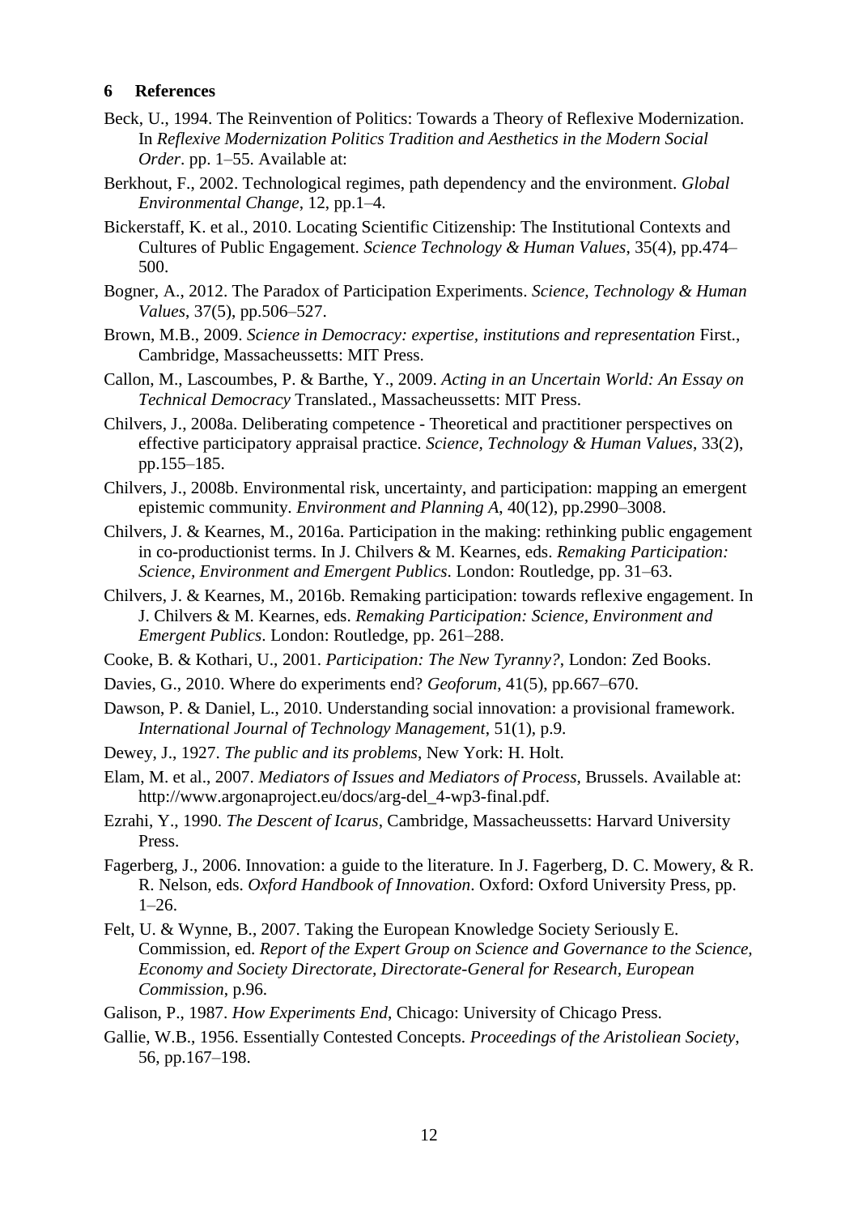## 6 References

Beck, U., 1994. The Reinvention of Politics: Towards a Theory of Reflexive Modernization. In *Reflexive Modernization Politics Tradition and Aesthetics in the Modern Social Order*. pp. 1–55. Available at:

Berkhout, F., 2002. Technological regimes, path dependency and the environment. *Global Environmental Change*, 12, pp.1–4.

Bickerstaff, K. et al., 2010. Locating Scientific Citizenship: The Institutional Contexts and Cultures of Public Engagement. *Science Technology & Human Values*, 35(4), pp.474–500.

Bogner, A., 2012. The Paradox of Participation Experiments. *Science, Technology & Human Values*, 37(5), pp.506–527.

Brown, M.B., 2009. *Science in Democracy: expertise, institutions and representation* First., Cambridge, Massacheussetts: MIT Press.

Callon, M., Lascoumbes, P. & Barthe, Y., 2009. *Acting in an Uncertain World: An Essay on Technical Democracy* Translated., Massacheussetts: MIT Press.

Chilvers, J., 2008a. Deliberating competence - Theoretical and practitioner perspectives on effective participatory appraisal practice. *Science, Technology & Human Values*, 33(2), pp.155–185.

Chilvers, J., 2008b. Environmental risk, uncertainty, and participation: mapping an emergent epistemic community. *Environment and Planning A*, 40(12), pp.2990–3008.

Chilvers, J. & Kearnes, M., 2016a. Participation in the making: rethinking public engagement in co-productionist terms. In J. Chilvers & M. Kearnes, eds. *Remaking Participation: Science, Environment and Emergent Publics*. London: Routledge, pp. 31–63.

Chilvers, J. & Kearnes, M., 2016b. Remaking participation: towards reflexive engagement. In J. Chilvers & M. Kearnes, eds. *Remaking Participation: Science, Environment and Emergent Publics*. London: Routledge, pp. 261–288.

Cooke, B. & Kothari, U., 2001. *Participation: The New Tyranny?*, London: Zed Books.

Davies, G., 2010. Where do experiments end? *Geoforum*, 41(5), pp.667–670.

Dawson, P. & Daniel, L., 2010. Understanding social innovation: a provisional framework. *International Journal of Technology Management*, 51(1), p.9.

Dewey, J., 1927. *The public and its problems*, New York: H. Holt.

Elam, M. et al., 2007. *Mediators of Issues and Mediators of Process*, Brussels. Available at: http://www.argonaproject.eu/docs/arg-del_4-wp3-final.pdf.

Ezrahi, Y., 1990. *The Descent of Icarus*, Cambridge, Massacheussetts: Harvard University Press.

Fagerberg, J., 2006. Innovation: a guide to the literature. In J. Fagerberg, D. C. Mowery, & R. R. Nelson, eds. *Oxford Handbook of Innovation*. Oxford: Oxford University Press, pp. 1–26.

Felt, U. & Wynne, B., 2007. Taking the European Knowledge Society Seriously E. Commission, ed. *Report of the Expert Group on Science and Governance to the Science, Economy and Society Directorate, Directorate-General for Research, European Commission*, p.96.

Galison, P., 1987. *How Experiments End*, Chicago: University of Chicago Press.

Gallie, W.B., 1956. Essentially Contested Concepts. *Proceedings of the Aristoliean Society*, 56, pp.167–198.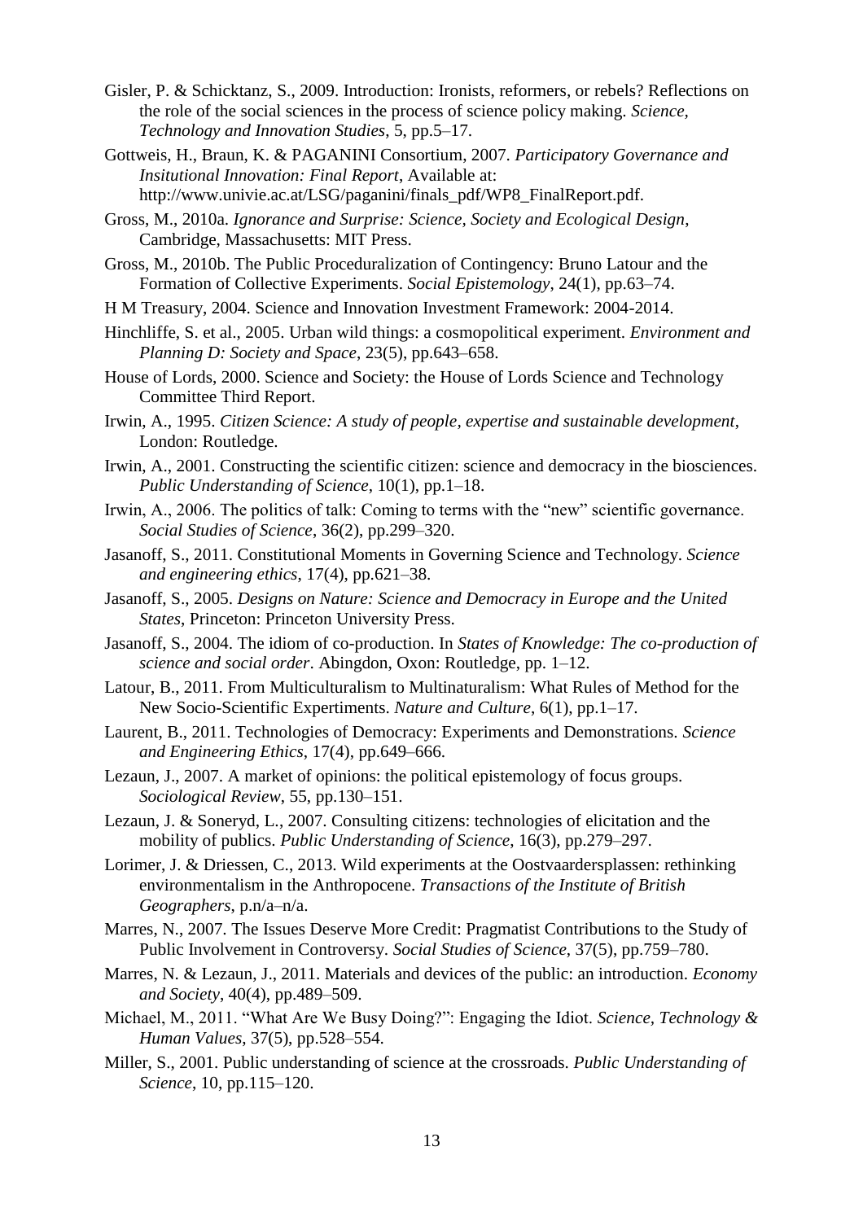Gisler, P. & Schicktanz, S., 2009. Introduction: Ironists, reformers, or rebels? Reflections on the role of the social sciences in the process of science policy making. *Science, Technology and Innovation Studies*, 5, pp.5–17.

Gottweis, H., Braun, K. & PAGANINI Consortium, 2007. *Participatory Governance and Insitutional Innovation: Final Report*, Available at: http://www.univie.ac.at/LSG/paganini/finals_pdf/WP8_FinalReport.pdf.

Gross, M., 2010a. *Ignorance and Surprise: Science, Society and Ecological Design*, Cambridge, Massachusetts: MIT Press.

Gross, M., 2010b. The Public Proceduralization of Contingency: Bruno Latour and the Formation of Collective Experiments. *Social Epistemology*, 24(1), pp.63–74.

H M Treasury, 2004. Science and Innovation Investment Framework: 2004-2014.

Hinchliffe, S. et al., 2005. Urban wild things: a cosmopolitical experiment. *Environment and Planning D: Society and Space*, 23(5), pp.643–658.

House of Lords, 2000. Science and Society: the House of Lords Science and Technology Committee Third Report.

Irwin, A., 1995. *Citizen Science: A study of people, expertise and sustainable development*, London: Routledge.

Irwin, A., 2001. Constructing the scientific citizen: science and democracy in the biosciences. *Public Understanding of Science*, 10(1), pp.1–18.

Irwin, A., 2006. The politics of talk: Coming to terms with the "new" scientific governance. *Social Studies of Science*, 36(2), pp.299–320.

Jasanoff, S., 2011. Constitutional Moments in Governing Science and Technology. *Science and engineering ethics*, 17(4), pp.621–38.

Jasanoff, S., 2005. *Designs on Nature: Science and Democracy in Europe and the United States*, Princeton: Princeton University Press.

Jasanoff, S., 2004. The idiom of co-production. In *States of Knowledge: The co-production of science and social order*. Abingdon, Oxon: Routledge, pp. 1–12.

Latour, B., 2011. From Multiculturalism to Multinaturalism: What Rules of Method for the New Socio-Scientific Expertiments. *Nature and Culture*, 6(1), pp.1–17.

Laurent, B., 2011. Technologies of Democracy: Experiments and Demonstrations. *Science and Engineering Ethics*, 17(4), pp.649–666.

Lezaun, J., 2007. A market of opinions: the political epistemology of focus groups. *Sociological Review*, 55, pp.130–151.

Lezaun, J. & Soneryd, L., 2007. Consulting citizens: technologies of elicitation and the mobility of publics. *Public Understanding of Science*, 16(3), pp.279–297.

Lorimer, J. & Driessen, C., 2013. Wild experiments at the Oostvaardersplassen: rethinking environmentalism in the Anthropocene. *Transactions of the Institute of British Geographers*, p.n/a–n/a.

Marres, N., 2007. The Issues Deserve More Credit: Pragmatist Contributions to the Study of Public Involvement in Controversy. *Social Studies of Science*, 37(5), pp.759–780.

Marres, N. & Lezaun, J., 2011. Materials and devices of the public: an introduction. *Economy and Society*, 40(4), pp.489–509.

Michael, M., 2011. "What Are We Busy Doing?": Engaging the Idiot. *Science, Technology & Human Values*, 37(5), pp.528–554.

Miller, S., 2001. Public understanding of science at the crossroads. *Public Understanding of Science*, 10, pp.115–120.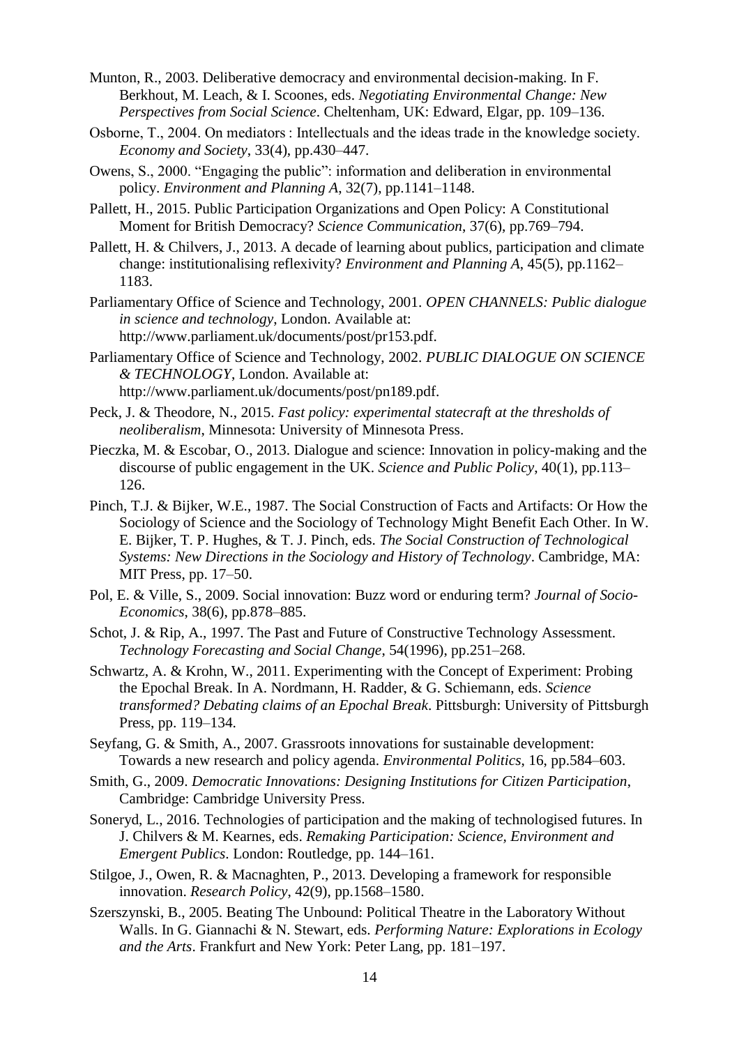Munton, R., 2003. Deliberative democracy and environmental decision-making. In F. Berkhout, M. Leach, & I. Scoones, eds. *Negotiating Environmental Change: New Perspectives from Social Science*. Cheltenham, UK: Edward, Elgar, pp. 109–136.

Osborne, T., 2004. On mediators : Intellectuals and the ideas trade in the knowledge society. *Economy and Society*, 33(4), pp.430–447.

Owens, S., 2000. "Engaging the public": information and deliberation in environmental policy. *Environment and Planning A*, 32(7), pp.1141–1148.

Pallett, H., 2015. Public Participation Organizations and Open Policy: A Constitutional Moment for British Democracy? *Science Communication*, 37(6), pp.769–794.

Pallett, H. & Chilvers, J., 2013. A decade of learning about publics, participation and climate change: institutionalising reflexivity? *Environment and Planning A*, 45(5), pp.1162–1183.

Parliamentary Office of Science and Technology, 2001. *OPEN CHANNELS: Public dialogue in science and technology*, London. Available at: http://www.parliament.uk/documents/post/pr153.pdf.

Parliamentary Office of Science and Technology, 2002. *PUBLIC DIALOGUE ON SCIENCE & TECHNOLOGY*, London. Available at: http://www.parliament.uk/documents/post/pn189.pdf.

Peck, J. & Theodore, N., 2015. *Fast policy: experimental statecraft at the thresholds of neoliberalism*, Minnesota: University of Minnesota Press.

Pieczka, M. & Escobar, O., 2013. Dialogue and science: Innovation in policy-making and the discourse of public engagement in the UK. *Science and Public Policy*, 40(1), pp.113–126.

Pinch, T.J. & Bijker, W.E., 1987. The Social Construction of Facts and Artifacts: Or How the Sociology of Science and the Sociology of Technology Might Benefit Each Other. In W. E. Bijker, T. P. Hughes, & T. J. Pinch, eds. *The Social Construction of Technological Systems: New Directions in the Sociology and History of Technology*. Cambridge, MA: MIT Press, pp. 17–50.

Pol, E. & Ville, S., 2009. Social innovation: Buzz word or enduring term? *Journal of Socio-Economics*, 38(6), pp.878–885.

Schot, J. & Rip, A., 1997. The Past and Future of Constructive Technology Assessment. *Technology Forecasting and Social Change*, 54(1996), pp.251–268.

Schwartz, A. & Krohn, W., 2011. Experimenting with the Concept of Experiment: Probing the Epochal Break. In A. Nordmann, H. Radder, & G. Schiemann, eds. *Science transformed? Debating claims of an Epochal Break*. Pittsburgh: University of Pittsburgh Press, pp. 119–134.

Seyfang, G. & Smith, A., 2007. Grassroots innovations for sustainable development: Towards a new research and policy agenda. *Environmental Politics*, 16, pp.584–603.

Smith, G., 2009. *Democratic Innovations: Designing Institutions for Citizen Participation*, Cambridge: Cambridge University Press.

Soneryd, L., 2016. Technologies of participation and the making of technologised futures. In J. Chilvers & M. Kearnes, eds. *Remaking Participation: Science, Environment and Emergent Publics*. London: Routledge, pp. 144–161.

Stilgoe, J., Owen, R. & Macnaghten, P., 2013. Developing a framework for responsible innovation. *Research Policy*, 42(9), pp.1568–1580.

Szerszynski, B., 2005. Beating The Unbound: Political Theatre in the Laboratory Without Walls. In G. Giannachi & N. Stewart, eds. *Performing Nature: Explorations in Ecology and the Arts*. Frankfurt and New York: Peter Lang, pp. 181–197.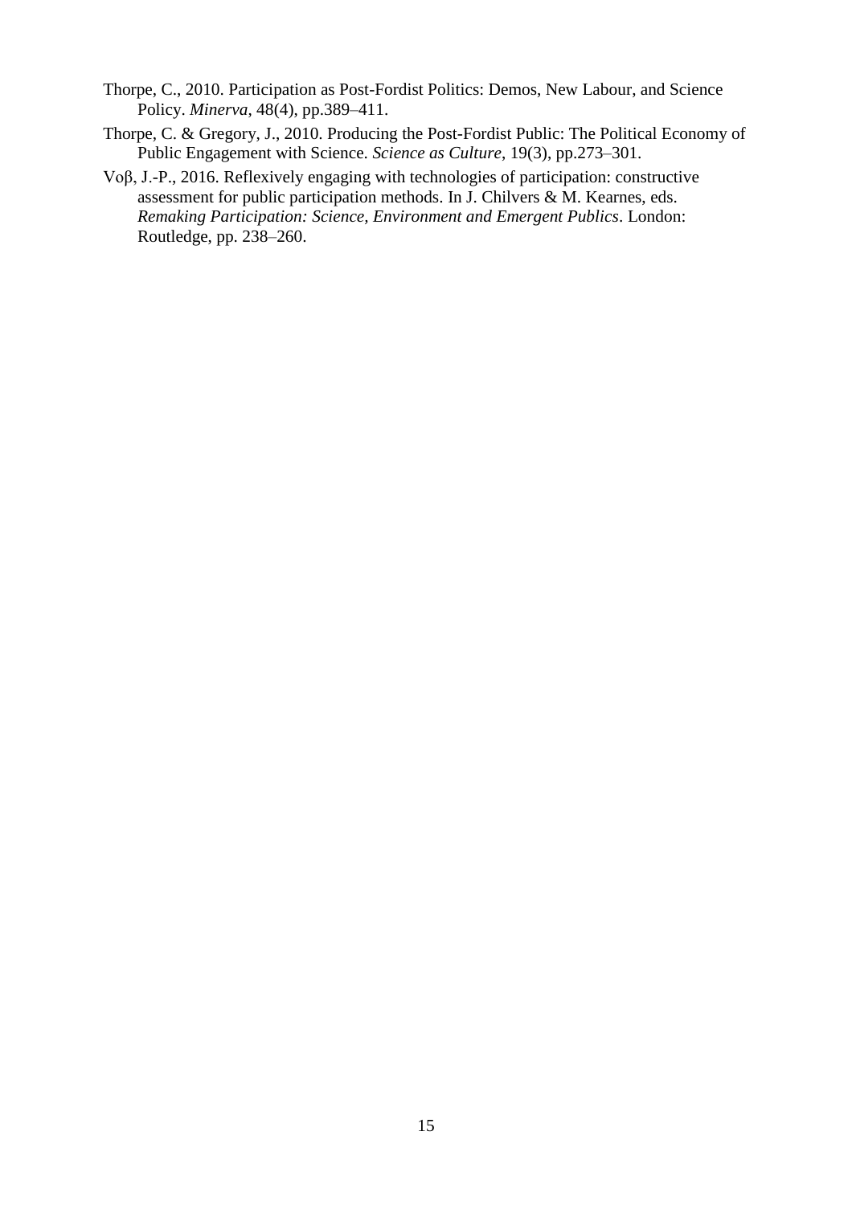Thorpe, C., 2010. Participation as Post-Fordist Politics: Demos, New Labour, and Science Policy. *Minerva*, 48(4), pp.389–411.

Thorpe, C. & Gregory, J., 2010. Producing the Post-Fordist Public: The Political Economy of Public Engagement with Science. *Science as Culture*, 19(3), pp.273–301.

Voβ, J.-P., 2016. Reflexively engaging with technologies of participation: constructive assessment for public participation methods. In J. Chilvers & M. Kearnes, eds. *Remaking Participation: Science, Environment and Emergent Publics*. London: Routledge, pp. 238–260.